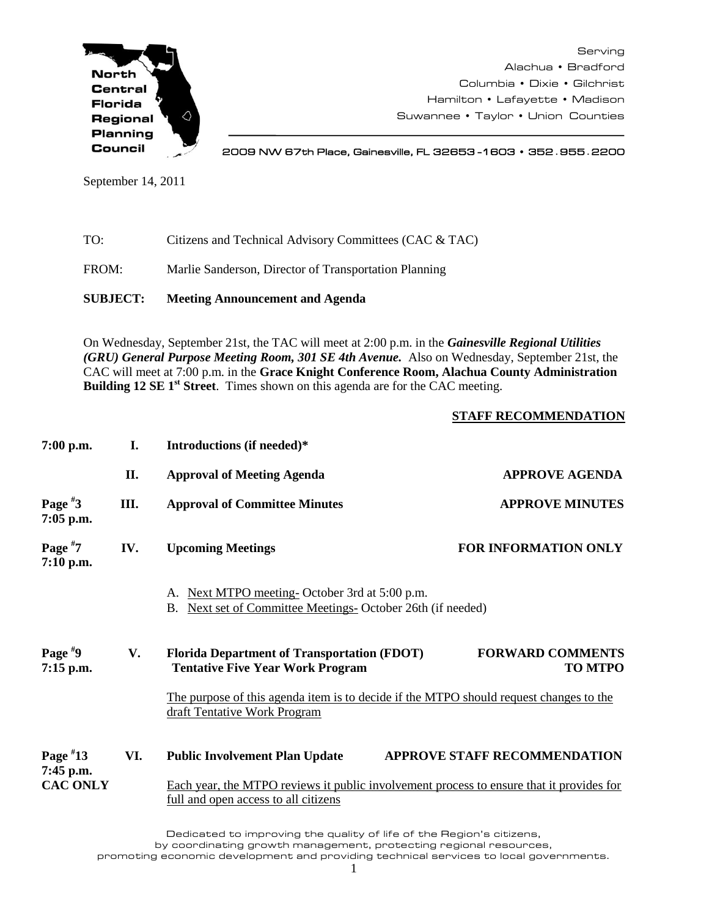North Central Florida Regional Planning Council

Serving
Alachua • Bradford
Columbia • Dixie • Gilchrist
Hamilton • Lafayette • Madison
Suwannee • Taylor • Union Counties

2009 NW 67th Place, Gainesville, FL 32653-1603 • 352.955.2200

September 14, 2011

TO: Citizens and Technical Advisory Committees (CAC & TAC)

FROM: Marlie Sanderson, Director of Transportation Planning

**SUBJECT: Meeting Announcement and Agenda**

On Wednesday, September 21st, the TAC will meet at 2:00 p.m. in the ***Gainesville Regional Utilities (GRU) General Purpose Meeting Room, 301 SE 4th Avenue.*** Also on Wednesday, September 21st, the CAC will meet at 7:00 p.m. in the **Grace Knight Conference Room, Alachua County Administration Building 12 SE 1st Street**. Times shown on this agenda are for the CAC meeting.

**STAFF RECOMMENDATION**

**7:00 p.m. I. Introductions (if needed)***

**II. Approval of Meeting Agenda** — **APPROVE AGENDA**

**Page #3, 7:05 p.m. III. Approval of Committee Minutes** — **APPROVE MINUTES**

**Page #7, 7:10 p.m. IV. Upcoming Meetings** — **FOR INFORMATION ONLY**

A. Next MTPO meeting- October 3rd at 5:00 p.m.
B. Next set of Committee Meetings- October 26th (if needed)

**Page #9, 7:15 p.m. V. Florida Department of Transportation (FDOT) Tentative Five Year Work Program** — **FORWARD COMMENTS TO MTPO**

The purpose of this agenda item is to decide if the MTPO should request changes to the draft Tentative Work Program

**Page #13, 7:45 p.m., CAC ONLY VI. Public Involvement Plan Update** — **APPROVE STAFF RECOMMENDATION**

Each year, the MTPO reviews it public involvement process to ensure that it provides for full and open access to all citizens

Dedicated to improving the quality of life of the Region's citizens, by coordinating growth management, protecting regional resources, promoting economic development and providing technical services to local governments.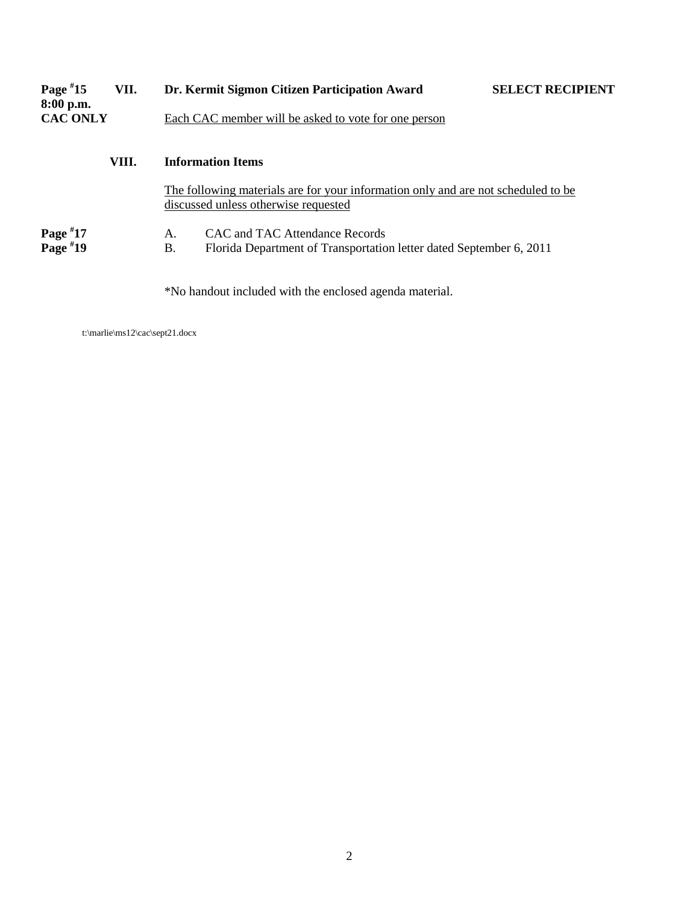**Page #15** **VII.** **Dr. Kermit Sigmon Citizen Participation Award** **SELECT RECIPIENT**
**8:00 p.m.**
**CAC ONLY**

Each CAC member will be asked to vote for one person

**VIII.** **Information Items**

The following materials are for your information only and are not scheduled to be discussed unless otherwise requested

**Page #17** A. CAC and TAC Attendance Records
**Page #19** B. Florida Department of Transportation letter dated September 6, 2011

*No handout included with the enclosed agenda material.

t:\marlie\ms12\cac\sept21.docx